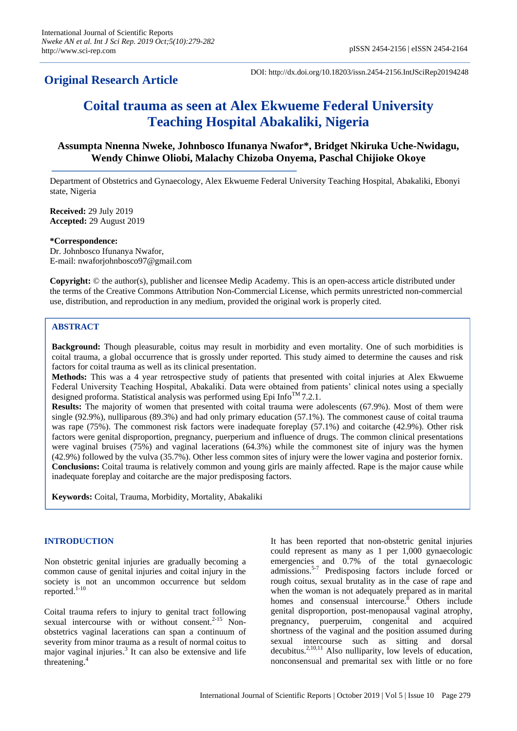International Journal of Scientific Reports
*Nweke AN et al. Int J Sci Rep. 2019 Oct;5(10):279-282*
http://www.sci-rep.com

pISSN 2454-2156 | eISSN 2454-2164

DOI: http://dx.doi.org/10.18203/issn.2454-2156.IntJSciRep20194248

**Original Research Article**

# Coital trauma as seen at Alex Ekwueme Federal University Teaching Hospital Abakaliki, Nigeria

**Assumpta Nnenna Nweke, Johnbosco Ifunanya Nwafor*, Bridget Nkiruka Uche-Nwidagu, Wendy Chinwe Oliobi, Malachy Chizoba Onyema, Paschal Chijioke Okoye**

Department of Obstetrics and Gynaecology, Alex Ekwueme Federal University Teaching Hospital, Abakaliki, Ebonyi state, Nigeria

**Received:** 29 July 2019
**Accepted:** 29 August 2019

**\*Correspondence:**
Dr. Johnbosco Ifunanya Nwafor,
E-mail: nwaforjohnbosco97@gmail.com

**Copyright:** © the author(s), publisher and licensee Medip Academy. This is an open-access article distributed under the terms of the Creative Commons Attribution Non-Commercial License, which permits unrestricted non-commercial use, distribution, and reproduction in any medium, provided the original work is properly cited.

## ABSTRACT

**Background:** Though pleasurable, coitus may result in morbidity and even mortality. One of such morbidities is coital trauma, a global occurrence that is grossly under reported. This study aimed to determine the causes and risk factors for coital trauma as well as its clinical presentation.

**Methods:** This was a 4 year retrospective study of patients that presented with coital injuries at Alex Ekwueme Federal University Teaching Hospital, Abakaliki. Data were obtained from patients' clinical notes using a specially designed proforma. Statistical analysis was performed using Epi Info™ 7.2.1.

**Results:** The majority of women that presented with coital trauma were adolescents (67.9%). Most of them were single (92.9%), nulliparous (89.3%) and had only primary education (57.1%). The commonest cause of coital trauma was rape (75%). The commonest risk factors were inadequate foreplay (57.1%) and coitarche (42.9%). Other risk factors were genital disproportion, pregnancy, puerperium and influence of drugs. The common clinical presentations were vaginal bruises (75%) and vaginal lacerations (64.3%) while the commonest site of injury was the hymen (42.9%) followed by the vulva (35.7%). Other less common sites of injury were the lower vagina and posterior fornix.

**Conclusions:** Coital trauma is relatively common and young girls are mainly affected. Rape is the major cause while inadequate foreplay and coitarche are the major predisposing factors.

**Keywords:** Coital, Trauma, Morbidity, Mortality, Abakaliki

## INTRODUCTION

Non obstetric genital injuries are gradually becoming a common cause of genital injuries and coital injury in the society is not an uncommon occurrence but seldom reported.[1-10]

Coital trauma refers to injury to genital tract following sexual intercourse with or without consent.[2-15] Non-obstetrics vaginal lacerations can span a continuum of severity from minor trauma as a result of normal coitus to major vaginal injuries.[3] It can also be extensive and life threatening.[4]

It has been reported that non-obstetric genital injuries could represent as many as 1 per 1,000 gynaecologic emergencies and 0.7% of the total gynaecologic admissions.[5-7] Predisposing factors include forced or rough coitus, sexual brutality as in the case of rape and when the woman is not adequately prepared as in marital homes and consensual intercourse.[8] Others include genital disproportion, post-menopausal vaginal atrophy, pregnancy, puerperuim, congenital and acquired shortness of the vaginal and the position assumed during sexual intercourse such as sitting and dorsal decubitus.[2,10,11] Also nulliparity, low levels of education, nonconsensual and premarital sex with little or no fore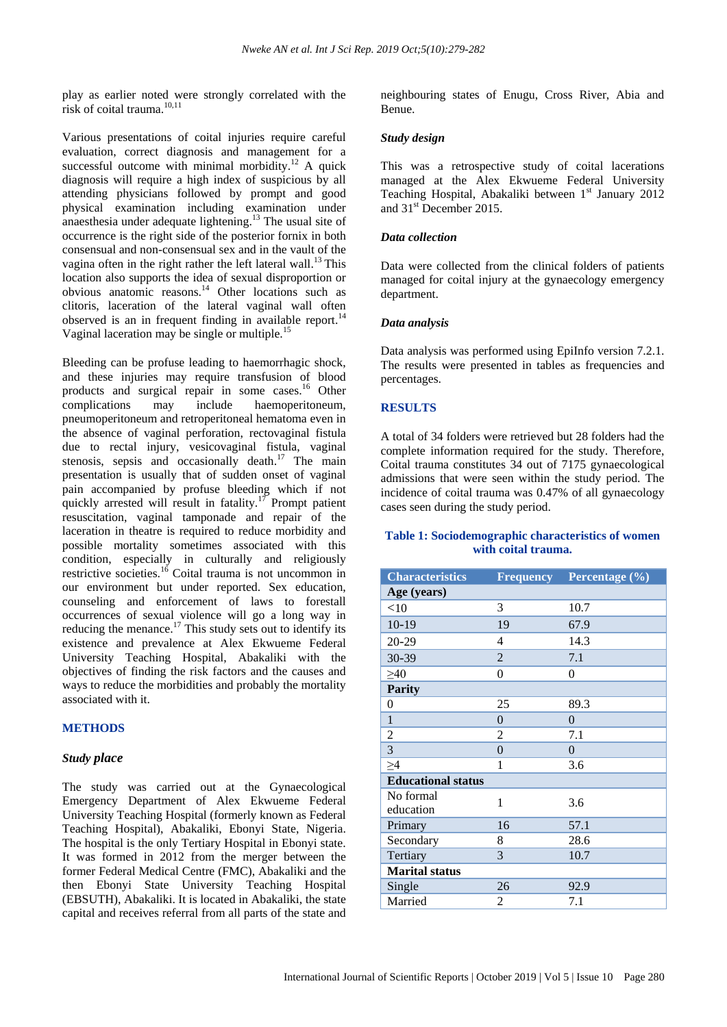play as earlier noted were strongly correlated with the risk of coital trauma.[10,11]

Various presentations of coital injuries require careful evaluation, correct diagnosis and management for a successful outcome with minimal morbidity.[12] A quick diagnosis will require a high index of suspicious by all attending physicians followed by prompt and good physical examination including examination under anaesthesia under adequate lightening.[13] The usual site of occurrence is the right side of the posterior fornix in both consensual and non-consensual sex and in the vault of the vagina often in the right rather the left lateral wall.[13] This location also supports the idea of sexual disproportion or obvious anatomic reasons.[14] Other locations such as clitoris, laceration of the lateral vaginal wall often observed is an in frequent finding in available report.[14] Vaginal laceration may be single or multiple.[15]

Bleeding can be profuse leading to haemorrhagic shock, and these injuries may require transfusion of blood products and surgical repair in some cases.[16] Other complications may include haemoperitoneum, pneumoperitoneum and retroperitoneal hematoma even in the absence of vaginal perforation, rectovaginal fistula due to rectal injury, vesicovaginal fistula, vaginal stenosis, sepsis and occasionally death.[17] The main presentation is usually that of sudden onset of vaginal pain accompanied by profuse bleeding which if not quickly arrested will result in fatality.[17] Prompt patient resuscitation, vaginal tamponade and repair of the laceration in theatre is required to reduce morbidity and possible mortality sometimes associated with this condition, especially in culturally and religiously restrictive societies.[16] Coital trauma is not uncommon in our environment but under reported. Sex education, counseling and enforcement of laws to forestall occurrences of sexual violence will go a long way in reducing the menance.[17] This study sets out to identify its existence and prevalence at Alex Ekwueme Federal University Teaching Hospital, Abakaliki with the objectives of finding the risk factors and the causes and ways to reduce the morbidities and probably the mortality associated with it.

## METHODS

### *Study place*

The study was carried out at the Gynaecological Emergency Department of Alex Ekwueme Federal University Teaching Hospital (formerly known as Federal Teaching Hospital), Abakaliki, Ebonyi State, Nigeria. The hospital is the only Tertiary Hospital in Ebonyi state. It was formed in 2012 from the merger between the former Federal Medical Centre (FMC), Abakaliki and the then Ebonyi State University Teaching Hospital (EBSUTH), Abakaliki. It is located in Abakaliki, the state capital and receives referral from all parts of the state and neighbouring states of Enugu, Cross River, Abia and Benue.

### *Study design*

This was a retrospective study of coital lacerations managed at the Alex Ekwueme Federal University Teaching Hospital, Abakaliki between 1st January 2012 and 31st December 2015.

### *Data collection*

Data were collected from the clinical folders of patients managed for coital injury at the gynaecology emergency department.

### *Data analysis*

Data analysis was performed using EpiInfo version 7.2.1. The results were presented in tables as frequencies and percentages.

## RESULTS

A total of 34 folders were retrieved but 28 folders had the complete information required for the study. Therefore, Coital trauma constitutes 34 out of 7175 gynaecological admissions that were seen within the study period. The incidence of coital trauma was 0.47% of all gynaecology cases seen during the study period.

**Table 1: Sociodemographic characteristics of women with coital trauma.**

| Characteristics | Frequency | Percentage (%) |
|---|---|---|
| **Age (years)** | | |
| <10 | 3 | 10.7 |
| 10-19 | 19 | 67.9 |
| 20-29 | 4 | 14.3 |
| 30-39 | 2 | 7.1 |
| ≥40 | 0 | 0 |
| **Parity** | | |
| 0 | 25 | 89.3 |
| 1 | 0 | 0 |
| 2 | 2 | 7.1 |
| 3 | 0 | 0 |
| ≥4 | 1 | 3.6 |
| **Educational status** | | |
| No formal education | 1 | 3.6 |
| Primary | 16 | 57.1 |
| Secondary | 8 | 28.6 |
| Tertiary | 3 | 10.7 |
| **Marital status** | | |
| Single | 26 | 92.9 |
| Married | 2 | 7.1 |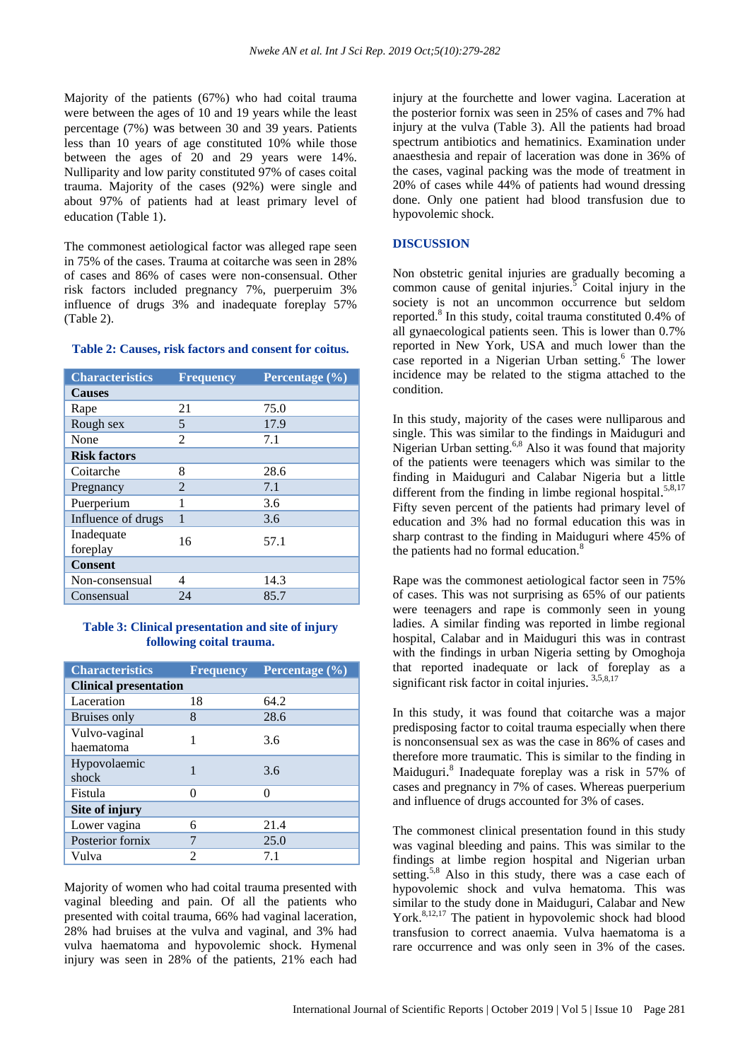Majority of the patients (67%) who had coital trauma were between the ages of 10 and 19 years while the least percentage (7%) was between 30 and 39 years. Patients less than 10 years of age constituted 10% while those between the ages of 20 and 29 years were 14%. Nulliparity and low parity constituted 97% of cases coital trauma. Majority of the cases (92%) were single and about 97% of patients had at least primary level of education (Table 1).

The commonest aetiological factor was alleged rape seen in 75% of the cases. Trauma at coitarche was seen in 28% of cases and 86% of cases were non-consensual. Other risk factors included pregnancy 7%, puerperuim 3% influence of drugs 3% and inadequate foreplay 57% (Table 2).

**Table 2: Causes, risk factors and consent for coitus.**

| Characteristics | Frequency | Percentage (%) |
|---|---|---|
| **Causes** | | |
| Rape | 21 | 75.0 |
| Rough sex | 5 | 17.9 |
| None | 2 | 7.1 |
| **Risk factors** | | |
| Coitarche | 8 | 28.6 |
| Pregnancy | 2 | 7.1 |
| Puerperium | 1 | 3.6 |
| Influence of drugs | 1 | 3.6 |
| Inadequate foreplay | 16 | 57.1 |
| **Consent** | | |
| Non-consensual | 4 | 14.3 |
| Consensual | 24 | 85.7 |

**Table 3: Clinical presentation and site of injury following coital trauma.**

| Characteristics | Frequency | Percentage (%) |
|---|---|---|
| **Clinical presentation** | | |
| Laceration | 18 | 64.2 |
| Bruises only | 8 | 28.6 |
| Vulvo-vaginal haematoma | 1 | 3.6 |
| Hypovolaemic shock | 1 | 3.6 |
| Fistula | 0 | 0 |
| **Site of injury** | | |
| Lower vagina | 6 | 21.4 |
| Posterior fornix | 7 | 25.0 |
| Vulva | 2 | 7.1 |

Majority of women who had coital trauma presented with vaginal bleeding and pain. Of all the patients who presented with coital trauma, 66% had vaginal laceration, 28% had bruises at the vulva and vaginal, and 3% had vulva haematoma and hypovolemic shock. Hymenal injury was seen in 28% of the patients, 21% each had injury at the fourchette and lower vagina. Laceration at the posterior fornix was seen in 25% of cases and 7% had injury at the vulva (Table 3). All the patients had broad spectrum antibiotics and hematinics. Examination under anaesthesia and repair of laceration was done in 36% of the cases, vaginal packing was the mode of treatment in 20% of cases while 44% of patients had wound dressing done. Only one patient had blood transfusion due to hypovolemic shock.

## DISCUSSION

Non obstetric genital injuries are gradually becoming a common cause of genital injuries.[5] Coital injury in the society is not an uncommon occurrence but seldom reported.[8] In this study, coital trauma constituted 0.4% of all gynaecological patients seen. This is lower than 0.7% reported in New York, USA and much lower than the case reported in a Nigerian Urban setting.[6] The lower incidence may be related to the stigma attached to the condition.

In this study, majority of the cases were nulliparous and single. This was similar to the findings in Maiduguri and Nigerian Urban setting.[6,8] Also it was found that majority of the patients were teenagers which was similar to the finding in Maiduguri and Calabar Nigeria but a little different from the finding in limbe regional hospital.[5,8,17] Fifty seven percent of the patients had primary level of education and 3% had no formal education this was in sharp contrast to the finding in Maiduguri where 45% of the patients had no formal education.[8]

Rape was the commonest aetiological factor seen in 75% of cases. This was not surprising as 65% of our patients were teenagers and rape is commonly seen in young ladies. A similar finding was reported in limbe regional hospital, Calabar and in Maiduguri this was in contrast with the findings in urban Nigeria setting by Omoghoja that reported inadequate or lack of foreplay as a significant risk factor in coital injuries. [3,5,8,17]

In this study, it was found that coitarche was a major predisposing factor to coital trauma especially when there is nonconsensual sex as was the case in 86% of cases and therefore more traumatic. This is similar to the finding in Maiduguri.[8] Inadequate foreplay was a risk in 57% of cases and pregnancy in 7% of cases. Whereas puerperium and influence of drugs accounted for 3% of cases.

The commonest clinical presentation found in this study was vaginal bleeding and pains. This was similar to the findings at limbe region hospital and Nigerian urban setting.[5,8] Also in this study, there was a case each of hypovolemic shock and vulva hematoma. This was similar to the study done in Maiduguri, Calabar and New York.[8,12,17] The patient in hypovolemic shock had blood transfusion to correct anaemia. Vulva haematoma is a rare occurrence and was only seen in 3% of the cases.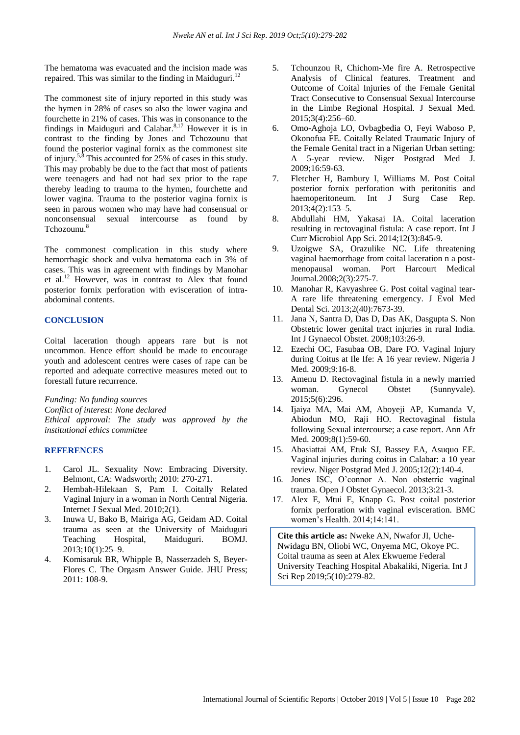The hematoma was evacuated and the incision made was repaired. This was similar to the finding in Maiduguri.[12]

The commonest site of injury reported in this study was the hymen in 28% of cases so also the lower vagina and fourchette in 21% of cases. This was in consonance to the findings in Maiduguri and Calabar.[8,17] However it is in contrast to the finding by Jones and Tchozounu that found the posterior vaginal fornix as the commonest site of injury.[5,8] This accounted for 25% of cases in this study. This may probably be due to the fact that most of patients were teenagers and had not had sex prior to the rape thereby leading to trauma to the hymen, fourchette and lower vagina. Trauma to the posterior vagina fornix is seen in parous women who may have had consensual or nonconsensual sexual intercourse as found by Tchozounu.[8]

The commonest complication in this study where hemorrhagic shock and vulva hematoma each in 3% of cases. This was in agreement with findings by Manohar et al.[12] However, was in contrast to Alex that found posterior fornix perforation with evisceration of intra-abdominal contents.

## CONCLUSION

Coital laceration though appears rare but is not uncommon. Hence effort should be made to encourage youth and adolescent centres were cases of rape can be reported and adequate corrective measures meted out to forestall future recurrence.

*Funding: No funding sources*
*Conflict of interest: None declared*
*Ethical approval: The study was approved by the institutional ethics committee*

## REFERENCES

1. Carol JL. Sexuality Now: Embracing Diversity. Belmont, CA: Wadsworth; 2010: 270-271.
2. Hembah-Hilekaan S, Pam I. Coitally Related Vaginal Injury in a woman in North Central Nigeria. Internet J Sexual Med. 2010;2(1).
3. Inuwa U, Bako B, Mairiga AG, Geidam AD. Coital trauma as seen at the University of Maiduguri Teaching Hospital, Maiduguri. BOMJ. 2013;10(1):25–9.
4. Komisaruk BR, Whipple B, Nasserzadeh S, Beyer-Flores C. The Orgasm Answer Guide. JHU Press; 2011: 108-9.
5. Tchounzou R, Chichom-Me fire A. Retrospective Analysis of Clinical features. Treatment and Outcome of Coital Injuries of the Female Genital Tract Consecutive to Consensual Sexual Intercourse in the Limbe Regional Hospital. J Sexual Med. 2015;3(4):256–60.
6. Omo-Aghoja LO, Ovbagbedia O, Feyi Waboso P, Okonofua FE. Coitally Related Traumatic Injury of the Female Genital tract in a Nigerian Urban setting: A 5-year review. Niger Postgrad Med J. 2009;16:59-63.
7. Fletcher H, Bambury I, Williams M. Post Coital posterior fornix perforation with peritonitis and haemoperitoneum. Int J Surg Case Rep. 2013;4(2):153–5.
8. Abdullahi HM, Yakasai IA. Coital laceration resulting in rectovaginal fistula: A case report. Int J Curr Microbiol App Sci. 2014;12(3):845-9.
9. Uzoigwe SA, Orazulike NC. Life threatening vaginal haemorrhage from coital laceration n a post-menopausal woman. Port Harcourt Medical Journal.2008;2(3):275-7.
10. Manohar R, Kavyashree G. Post coital vaginal tear- A rare life threatening emergency. J Evol Med Dental Sci. 2013;2(40):7673-39.
11. Jana N, Santra D, Das D, Das AK, Dasgupta S. Non Obstetric lower genital tract injuries in rural India. Int J Gynaecol Obstet. 2008;103:26-9.
12. Ezechi OC, Fasubaa OB, Dare FO. Vaginal Injury during Coitus at Ile Ife: A 16 year review. Nigeria J Med. 2009;9:16-8.
13. Amenu D. Rectovaginal fistula in a newly married woman. Gynecol Obstet (Sunnyvale). 2015;5(6):296.
14. Ijaiya MA, Mai AM, Aboyeji AP, Kumanda V, Abiodun MO, Raji HO. Rectovaginal fistula following Sexual intercourse; a case report. Ann Afr Med. 2009;8(1):59-60.
15. Abasiattai AM, Etuk SJ, Bassey EA, Asuquo EE. Vaginal injuries during coitus in Calabar: a 10 year review. Niger Postgrad Med J. 2005;12(2):140-4.
16. Jones ISC, O'connor A. Non obstetric vaginal trauma. Open J Obstet Gynaecol. 2013;3:21-3.
17. Alex E, Mtui E, Knapp G. Post coital posterior fornix perforation with vaginal evisceration. BMC women's Health. 2014;14:141.

**Cite this article as:** Nweke AN, Nwafor JI, Uche-Nwidagu BN, Oliobi WC, Onyema MC, Okoye PC. Coital trauma as seen at Alex Ekwueme Federal University Teaching Hospital Abakaliki, Nigeria. Int J Sci Rep 2019;5(10):279-82.